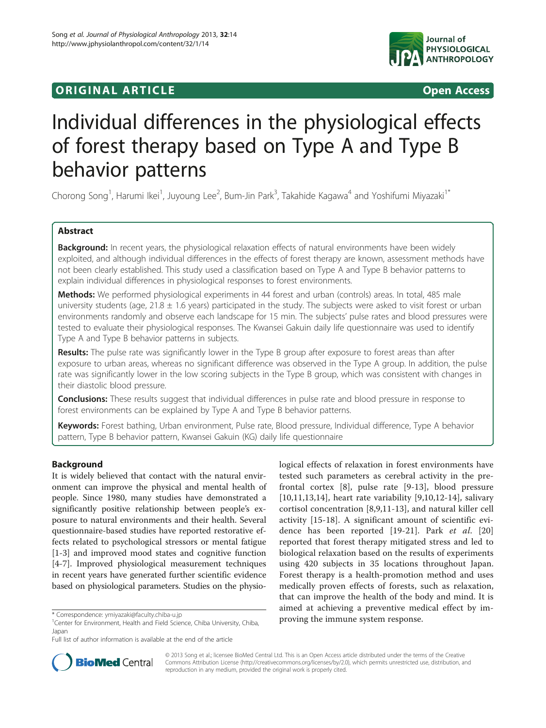**ORIGINAL ARTICLE** **Open Access**

# Individual differences in the physiological effects of forest therapy based on Type A and Type B behavior patterns

Chorong Song[1], Harumi Ikei[1], Juyoung Lee[2], Bum-Jin Park[3], Takahide Kagawa[4] and Yoshifumi Miyazaki[1*]

## Abstract

**Background:** In recent years, the physiological relaxation effects of natural environments have been widely exploited, and although individual differences in the effects of forest therapy are known, assessment methods have not been clearly established. This study used a classification based on Type A and Type B behavior patterns to explain individual differences in physiological responses to forest environments.

**Methods:** We performed physiological experiments in 44 forest and urban (controls) areas. In total, 485 male university students (age, 21.8 ± 1.6 years) participated in the study. The subjects were asked to visit forest or urban environments randomly and observe each landscape for 15 min. The subjects' pulse rates and blood pressures were tested to evaluate their physiological responses. The Kwansei Gakuin daily life questionnaire was used to identify Type A and Type B behavior patterns in subjects.

**Results:** The pulse rate was significantly lower in the Type B group after exposure to forest areas than after exposure to urban areas, whereas no significant difference was observed in the Type A group. In addition, the pulse rate was significantly lower in the low scoring subjects in the Type B group, which was consistent with changes in their diastolic blood pressure.

**Conclusions:** These results suggest that individual differences in pulse rate and blood pressure in response to forest environments can be explained by Type A and Type B behavior patterns.

**Keywords:** Forest bathing, Urban environment, Pulse rate, Blood pressure, Individual difference, Type A behavior pattern, Type B behavior pattern, Kwansei Gakuin (KG) daily life questionnaire

## Background

It is widely believed that contact with the natural environment can improve the physical and mental health of people. Since 1980, many studies have demonstrated a significantly positive relationship between people's exposure to natural environments and their health. Several questionnaire-based studies have reported restorative effects related to psychological stressors or mental fatigue [1-3] and improved mood states and cognitive function [4-7]. Improved physiological measurement techniques in recent years have generated further scientific evidence based on physiological parameters. Studies on the physiological effects of relaxation in forest environments have tested such parameters as cerebral activity in the prefrontal cortex [8], pulse rate [9-13], blood pressure [10,11,13,14], heart rate variability [9,10,12-14], salivary cortisol concentration [8,9,11-13], and natural killer cell activity [15-18]. A significant amount of scientific evidence has been reported [19-21]. Park *et al.* [20] reported that forest therapy mitigated stress and led to biological relaxation based on the results of experiments using 420 subjects in 35 locations throughout Japan. Forest therapy is a health-promotion method and uses medically proven effects of forests, such as relaxation, that can improve the health of the body and mind. It is aimed at achieving a preventive medical effect by improving the immune system response.

\* Correspondence: ymiyazaki@faculty.chiba-u.jp
[1]Center for Environment, Health and Field Science, Chiba University, Chiba, Japan
Full list of author information is available at the end of the article

© 2013 Song et al.; licensee BioMed Central Ltd. This is an Open Access article distributed under the terms of the Creative Commons Attribution License (http://creativecommons.org/licenses/by/2.0), which permits unrestricted use, distribution, and reproduction in any medium, provided the original work is properly cited.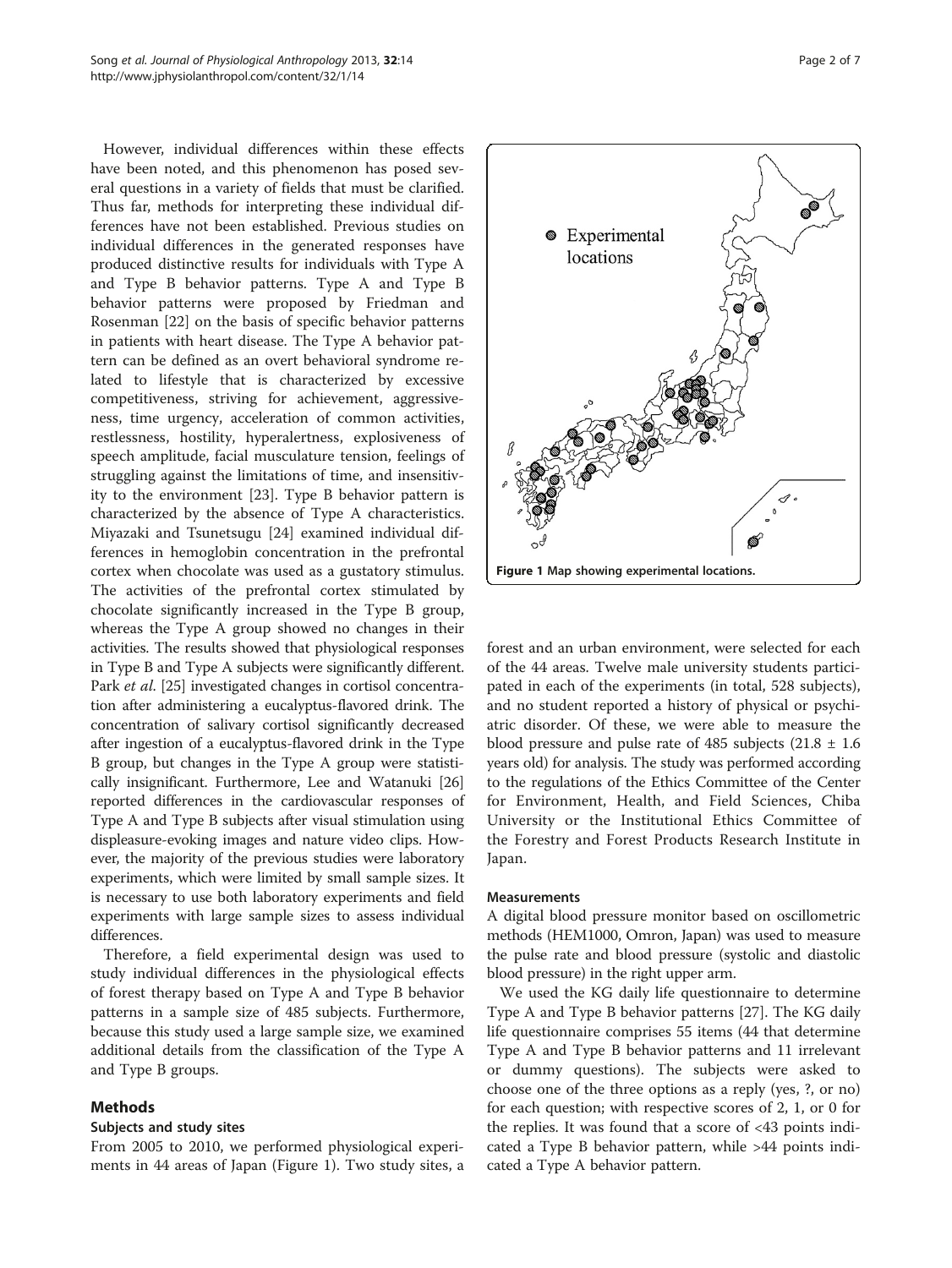However, individual differences within these effects have been noted, and this phenomenon has posed several questions in a variety of fields that must be clarified. Thus far, methods for interpreting these individual differences have not been established. Previous studies on individual differences in the generated responses have produced distinctive results for individuals with Type A and Type B behavior patterns. Type A and Type B behavior patterns were proposed by Friedman and Rosenman [22] on the basis of specific behavior patterns in patients with heart disease. The Type A behavior pattern can be defined as an overt behavioral syndrome related to lifestyle that is characterized by excessive competitiveness, striving for achievement, aggressiveness, time urgency, acceleration of common activities, restlessness, hostility, hyperalertness, explosiveness of speech amplitude, facial musculature tension, feelings of struggling against the limitations of time, and insensitivity to the environment [23]. Type B behavior pattern is characterized by the absence of Type A characteristics. Miyazaki and Tsunetsugu [24] examined individual differences in hemoglobin concentration in the prefrontal cortex when chocolate was used as a gustatory stimulus. The activities of the prefrontal cortex stimulated by chocolate significantly increased in the Type B group, whereas the Type A group showed no changes in their activities. The results showed that physiological responses in Type B and Type A subjects were significantly different. Park *et al.* [25] investigated changes in cortisol concentration after administering a eucalyptus-flavored drink. The concentration of salivary cortisol significantly decreased after ingestion of a eucalyptus-flavored drink in the Type B group, but changes in the Type A group were statistically insignificant. Furthermore, Lee and Watanuki [26] reported differences in the cardiovascular responses of Type A and Type B subjects after visual stimulation using displeasure-evoking images and nature video clips. However, the majority of the previous studies were laboratory experiments, which were limited by small sample sizes. It is necessary to use both laboratory experiments and field experiments with large sample sizes to assess individual differences.

Therefore, a field experimental design was used to study individual differences in the physiological effects of forest therapy based on Type A and Type B behavior patterns in a sample size of 485 subjects. Furthermore, because this study used a large sample size, we examined additional details from the classification of the Type A and Type B groups.

## Methods

### Subjects and study sites

From 2005 to 2010, we performed physiological experiments in 44 areas of Japan (Figure 1). Two study sites, a forest and an urban environment, were selected for each of the 44 areas. Twelve male university students participated in each of the experiments (in total, 528 subjects), and no student reported a history of physical or psychiatric disorder. Of these, we were able to measure the blood pressure and pulse rate of 485 subjects (21.8 ± 1.6 years old) for analysis. The study was performed according to the regulations of the Ethics Committee of the Center for Environment, Health, and Field Sciences, Chiba University or the Institutional Ethics Committee of the Forestry and Forest Products Research Institute in Japan.

**Figure 1 Map showing experimental locations.**

### Measurements

A digital blood pressure monitor based on oscillometric methods (HEM1000, Omron, Japan) was used to measure the pulse rate and blood pressure (systolic and diastolic blood pressure) in the right upper arm.

We used the KG daily life questionnaire to determine Type A and Type B behavior patterns [27]. The KG daily life questionnaire comprises 55 items (44 that determine Type A and Type B behavior patterns and 11 irrelevant or dummy questions). The subjects were asked to choose one of the three options as a reply (yes, ?, or no) for each question; with respective scores of 2, 1, or 0 for the replies. It was found that a score of <43 points indicated a Type B behavior pattern, while >44 points indicated a Type A behavior pattern.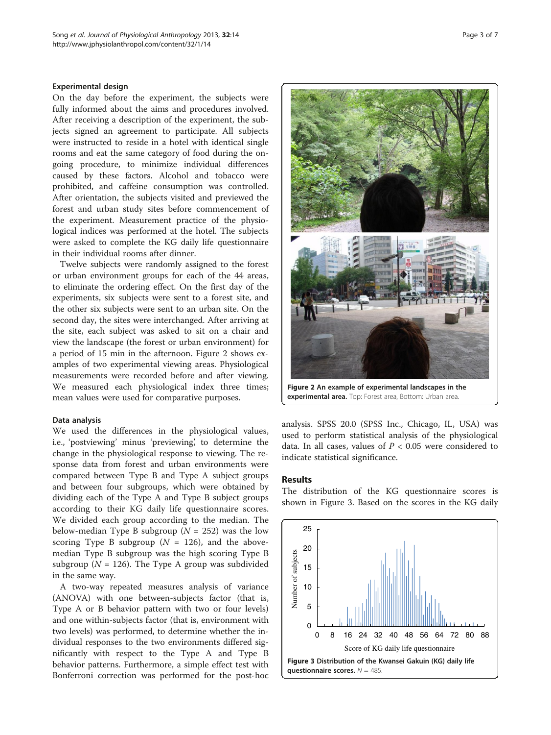### Experimental design

On the day before the experiment, the subjects were fully informed about the aims and procedures involved. After receiving a description of the experiment, the subjects signed an agreement to participate. All subjects were instructed to reside in a hotel with identical single rooms and eat the same category of food during the ongoing procedure, to minimize individual differences caused by these factors. Alcohol and tobacco were prohibited, and caffeine consumption was controlled. After orientation, the subjects visited and previewed the forest and urban study sites before commencement of the experiment. Measurement practice of the physiological indices was performed at the hotel. The subjects were asked to complete the KG daily life questionnaire in their individual rooms after dinner.

Twelve subjects were randomly assigned to the forest or urban environment groups for each of the 44 areas, to eliminate the ordering effect. On the first day of the experiments, six subjects were sent to a forest site, and the other six subjects were sent to an urban site. On the second day, the sites were interchanged. After arriving at the site, each subject was asked to sit on a chair and view the landscape (the forest or urban environment) for a period of 15 min in the afternoon. Figure 2 shows examples of two experimental viewing areas. Physiological measurements were recorded before and after viewing. We measured each physiological index three times; mean values were used for comparative purposes.

**Figure 2 An example of experimental landscapes in the experimental area.** Top: Forest area, Bottom: Urban area.

### Data analysis

We used the differences in the physiological values, i.e., 'postviewing' minus 'previewing', to determine the change in the physiological response to viewing. The response data from forest and urban environments were compared between Type B and Type A subject groups and between four subgroups, which were obtained by dividing each of the Type A and Type B subject groups according to their KG daily life questionnaire scores. We divided each group according to the median. The below-median Type B subgroup ($N$ = 252) was the low scoring Type B subgroup ($N$ = 126), and the above-median Type B subgroup was the high scoring Type B subgroup ($N$ = 126). The Type A group was subdivided in the same way.

A two-way repeated measures analysis of variance (ANOVA) with one between-subjects factor (that is, Type A or B behavior pattern with two or four levels) and one within-subjects factor (that is, environment with two levels) was performed, to determine whether the individual responses to the two environments differed significantly with respect to the Type A and Type B behavior patterns. Furthermore, a simple effect test with Bonferroni correction was performed for the post-hoc analysis. SPSS 20.0 (SPSS Inc., Chicago, IL, USA) was used to perform statistical analysis of the physiological data. In all cases, values of $P$ < 0.05 were considered to indicate statistical significance.

## Results

The distribution of the KG questionnaire scores is shown in Figure 3. Based on the scores in the KG daily

**Figure 3 Distribution of the Kwansei Gakuin (KG) daily life questionnaire scores.** $N$ = 485.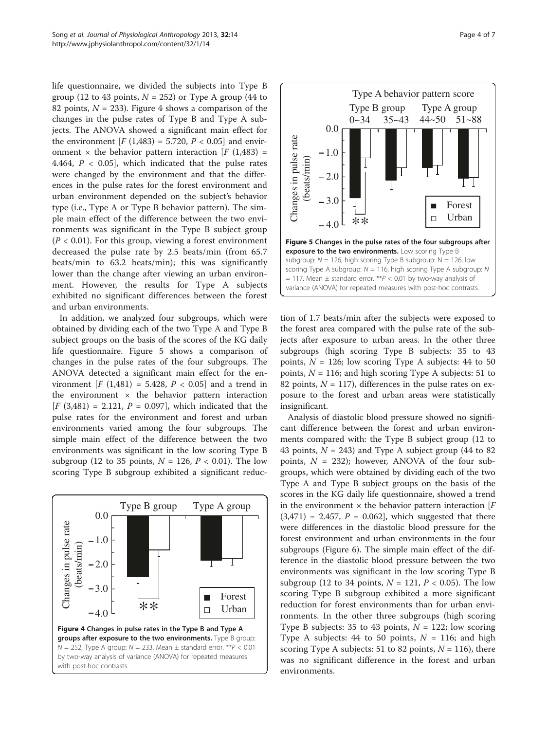life questionnaire, we divided the subjects into Type B group (12 to 43 points, $N = 252$) or Type A group (44 to 82 points, $N = 233$). Figure 4 shows a comparison of the changes in the pulse rates of Type B and Type A subjects. The ANOVA showed a significant main effect for the environment [$F$ (1,483) = 5.720, $P < 0.05$] and environment × the behavior pattern interaction [$F$ (1,483) = 4.464, $P < 0.05$], which indicated that the pulse rates were changed by the environment and that the differences in the pulse rates for the forest environment and urban environment depended on the subject's behavior type (i.e., Type A or Type B behavior pattern). The simple main effect of the difference between the two environments was significant in the Type B subject group ($P < 0.01$). For this group, viewing a forest environment decreased the pulse rate by 2.5 beats/min (from 65.7 beats/min to 63.2 beats/min); this was significantly lower than the change after viewing an urban environment. However, the results for Type A subjects exhibited no significant differences between the forest and urban environments.

In addition, we analyzed four subgroups, which were obtained by dividing each of the two Type A and Type B subject groups on the basis of the scores of the KG daily life questionnaire. Figure 5 shows a comparison of changes in the pulse rates of the four subgroups. The ANOVA detected a significant main effect for the environment [$F$ (1,481) = 5.428, $P < 0.05$] and a trend in the environment × the behavior pattern interaction [$F$ (3,481) = 2.121, $P = 0.097$], which indicated that the pulse rates for the environment and forest and urban environments varied among the four subgroups. The simple main effect of the difference between the two environments was significant in the low scoring Type B subgroup (12 to 35 points, $N = 126$, $P < 0.01$). The low scoring Type B subgroup exhibited a significant reduction of 1.7 beats/min after the subjects were exposed to the forest area compared with the pulse rate of the subjects after exposure to urban areas. In the other three subgroups (high scoring Type B subjects: 35 to 43 points, $N = 126$; low scoring Type A subjects: 44 to 50 points, $N = 116$; and high scoring Type A subjects: 51 to 82 points, $N = 117$), differences in the pulse rates on exposure to the forest and urban areas were statistically insignificant.

**Figure 4 Changes in pulse rates in the Type B and Type A groups after exposure to the two environments.** Type B group: $N = 252$, Type A group: $N = 233$. Mean ± standard error. $^{**}P < 0.01$ by two-way analysis of variance (ANOVA) for repeated measures with post-hoc contrasts.

**Figure 5 Changes in the pulse rates of the four subgroups after exposure to the two environments.** Low scoring Type B subgroup: $N = 126$, high scoring Type B subgroup: $N = 126$, low scoring Type A subgroup: $N = 116$, high scoring Type A subgroup: $N = 117$. Mean ± standard error. $^{**}P < 0.01$ by two-way analysis of variance (ANOVA) for repeated measures with post-hoc contrasts.

Analysis of diastolic blood pressure showed no significant difference between the forest and urban environments compared with: the Type B subject group (12 to 43 points, $N = 243$) and Type A subject group (44 to 82 points, $N = 232$); however, ANOVA of the four subgroups, which were obtained by dividing each of the two Type A and Type B subject groups on the basis of the scores in the KG daily life questionnaire, showed a trend in the environment × the behavior pattern interaction [$F$ (3,471) = 2.457, $P = 0.062$], which suggested that there were differences in the diastolic blood pressure for the forest environment and urban environments in the four subgroups (Figure 6). The simple main effect of the difference in the diastolic blood pressure between the two environments was significant in the low scoring Type B subgroup (12 to 34 points, $N = 121$, $P < 0.05$). The low scoring Type B subgroup exhibited a more significant reduction for forest environments than for urban environments. In the other three subgroups (high scoring Type B subjects: 35 to 43 points, $N = 122$; low scoring Type A subjects: 44 to 50 points, $N = 116$; and high scoring Type A subjects: 51 to 82 points, $N = 116$), there was no significant difference in the forest and urban environments.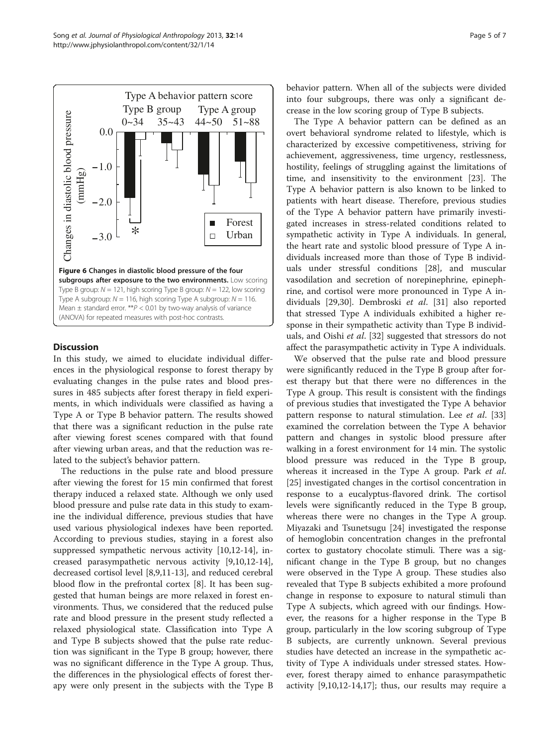**Figure 6 Changes in diastolic blood pressure of the four subgroups after exposure to the two environments.** Low scoring Type B group: $N = 121$, high scoring Type B group: $N = 122$, low scoring Type A subgroup: $N = 116$, high scoring Type A subgroup: $N = 116$. Mean ± standard error. $^{**}P < 0.01$ by two-way analysis of variance (ANOVA) for repeated measures with post-hoc contrasts.

## Discussion

In this study, we aimed to elucidate individual differences in the physiological response to forest therapy by evaluating changes in the pulse rates and blood pressures in 485 subjects after forest therapy in field experiments, in which individuals were classified as having a Type A or Type B behavior pattern. The results showed that there was a significant reduction in the pulse rate after viewing forest scenes compared with that found after viewing urban areas, and that the reduction was related to the subject's behavior pattern.

The reductions in the pulse rate and blood pressure after viewing the forest for 15 min confirmed that forest therapy induced a relaxed state. Although we only used blood pressure and pulse rate data in this study to examine the individual difference, previous studies that have used various physiological indexes have been reported. According to previous studies, staying in a forest also suppressed sympathetic nervous activity [10,12-14], increased parasympathetic nervous activity [9,10,12-14], decreased cortisol level [8,9,11-13], and reduced cerebral blood flow in the prefrontal cortex [8]. It has been suggested that human beings are more relaxed in forest environments. Thus, we considered that the reduced pulse rate and blood pressure in the present study reflected a relaxed physiological state. Classification into Type A and Type B subjects showed that the pulse rate reduction was significant in the Type B group; however, there was no significant difference in the Type A group. Thus, the differences in the physiological effects of forest therapy were only present in the subjects with the Type B behavior pattern. When all of the subjects were divided into four subgroups, there was only a significant decrease in the low scoring group of Type B subjects.

The Type A behavior pattern can be defined as an overt behavioral syndrome related to lifestyle, which is characterized by excessive competitiveness, striving for achievement, aggressiveness, time urgency, restlessness, hostility, feelings of struggling against the limitations of time, and insensitivity to the environment [23]. The Type A behavior pattern is also known to be linked to patients with heart disease. Therefore, previous studies of the Type A behavior pattern have primarily investigated increases in stress-related conditions related to sympathetic activity in Type A individuals. In general, the heart rate and systolic blood pressure of Type A individuals increased more than those of Type B individuals under stressful conditions [28], and muscular vasodilation and secretion of norepinephrine, epinephrine, and cortisol were more pronounced in Type A individuals [29,30]. Dembroski *et al*. [31] also reported that stressed Type A individuals exhibited a higher response in their sympathetic activity than Type B individuals, and Oishi *et al*. [32] suggested that stressors do not affect the parasympathetic activity in Type A individuals.

We observed that the pulse rate and blood pressure were significantly reduced in the Type B group after forest therapy but that there were no differences in the Type A group. This result is consistent with the findings of previous studies that investigated the Type A behavior pattern response to natural stimulation. Lee *et al*. [33] examined the correlation between the Type A behavior pattern and changes in systolic blood pressure after walking in a forest environment for 14 min. The systolic blood pressure was reduced in the Type B group, whereas it increased in the Type A group. Park *et al*. [25] investigated changes in the cortisol concentration in response to a eucalyptus-flavored drink. The cortisol levels were significantly reduced in the Type B group, whereas there were no changes in the Type A group. Miyazaki and Tsunetsugu [24] investigated the response of hemoglobin concentration changes in the prefrontal cortex to gustatory chocolate stimuli. There was a significant change in the Type B group, but no changes were observed in the Type A group. These studies also revealed that Type B subjects exhibited a more profound change in response to exposure to natural stimuli than Type A subjects, which agreed with our findings. However, the reasons for a higher response in the Type B group, particularly in the low scoring subgroup of Type B subjects, are currently unknown. Several previous studies have detected an increase in the sympathetic activity of Type A individuals under stressed states. However, forest therapy aimed to enhance parasympathetic activity [9,10,12-14,17]; thus, our results may require a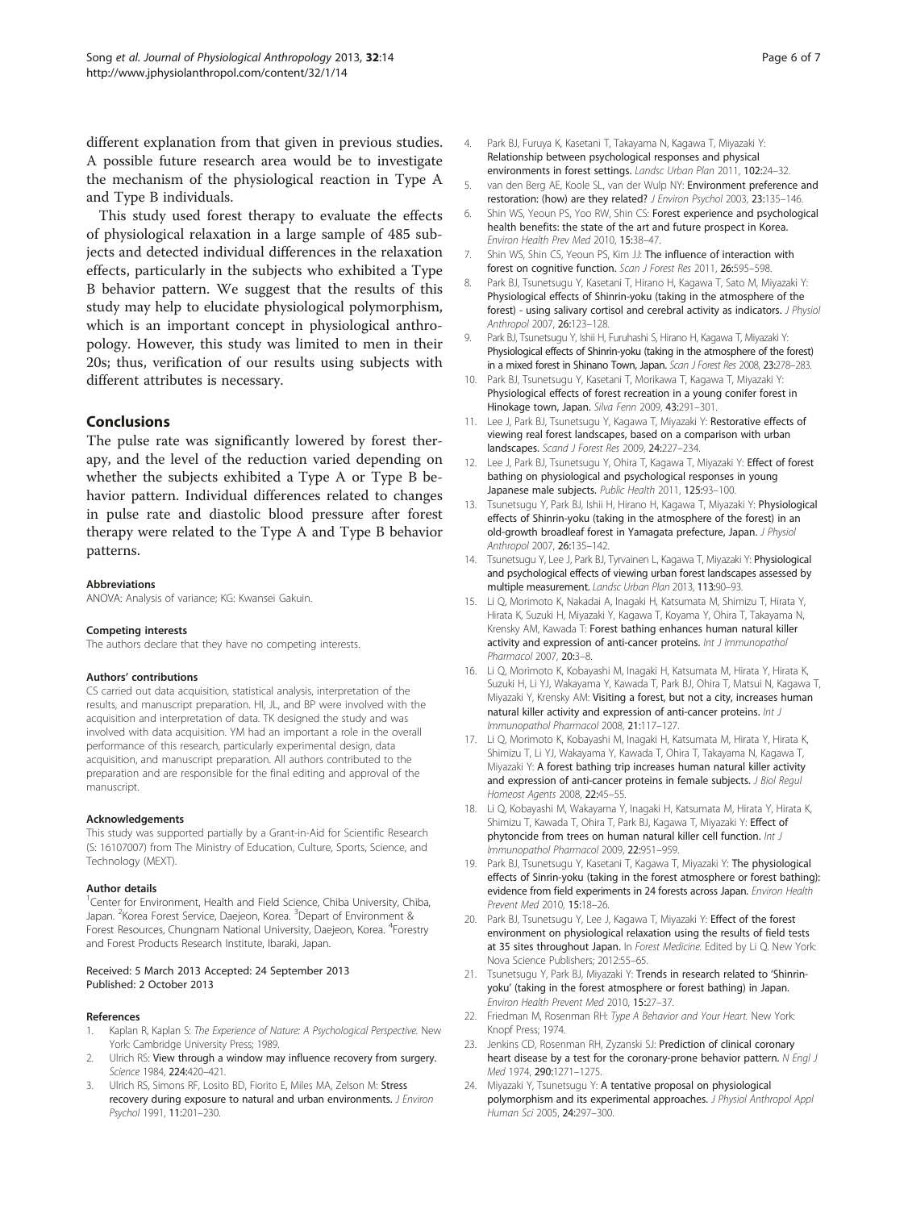different explanation from that given in previous studies. A possible future research area would be to investigate the mechanism of the physiological reaction in Type A and Type B individuals.

This study used forest therapy to evaluate the effects of physiological relaxation in a large sample of 485 subjects and detected individual differences in the relaxation effects, particularly in the subjects who exhibited a Type B behavior pattern. We suggest that the results of this study may help to elucidate physiological polymorphism, which is an important concept in physiological anthropology. However, this study was limited to men in their 20s; thus, verification of our results using subjects with different attributes is necessary.

## Conclusions

The pulse rate was significantly lowered by forest therapy, and the level of the reduction varied depending on whether the subjects exhibited a Type A or Type B behavior pattern. Individual differences related to changes in pulse rate and diastolic blood pressure after forest therapy were related to the Type A and Type B behavior patterns.

#### Abbreviations

ANOVA: Analysis of variance; KG: Kwansei Gakuin.

#### Competing interests

The authors declare that they have no competing interests.

#### Authors' contributions

CS carried out data acquisition, statistical analysis, interpretation of the results, and manuscript preparation. HI, JL, and BP were involved with the acquisition and interpretation of data. TK designed the study and was involved with data acquisition. YM had an important a role in the overall performance of this research, particularly experimental design, data acquisition, and manuscript preparation. All authors contributed to the preparation and are responsible for the final editing and approval of the manuscript.

#### Acknowledgements

This study was supported partially by a Grant-in-Aid for Scientific Research (S: 16107007) from The Ministry of Education, Culture, Sports, Science, and Technology (MEXT).

#### Author details

[1]Center for Environment, Health and Field Science, Chiba University, Chiba, Japan. [2]Korea Forest Service, Daejeon, Korea. [3]Depart of Environment & Forest Resources, Chungnam National University, Daejeon, Korea. [4]Forestry and Forest Products Research Institute, Ibaraki, Japan.

Received: 5 March 2013 Accepted: 24 September 2013
Published: 2 October 2013

#### References

1. Kaplan R, Kaplan S: *The Experience of Nature: A Psychological Perspective*. New York: Cambridge University Press; 1989.
2. Ulrich RS: **View through a window may influence recovery from surgery.** *Science* 1984, **224:**420–421.
3. Ulrich RS, Simons RF, Losito BD, Fiorito E, Miles MA, Zelson M: **Stress recovery during exposure to natural and urban environments.** *J Environ Psychol* 1991, **11:**201–230.
4. Park BJ, Furuya K, Kasetani T, Takayama N, Kagawa T, Miyazaki Y: **Relationship between psychological responses and physical environments in forest settings.** *Landsc Urban Plan* 2011, **102:**24–32.
5. van den Berg AE, Koole SL, van der Wulp NY: **Environment preference and restoration: (how) are they related?** *J Environ Psychol* 2003, **23:**135–146.
6. Shin WS, Yeoun PS, Yoo RW, Shin CS: **Forest experience and psychological health benefits: the state of the art and future prospect in Korea.** *Environ Health Prev Med* 2010, **15:**38–47.
7. Shin WS, Shin CS, Yeoun PS, Kim JJ: **The influence of interaction with forest on cognitive function.** *Scan J Forest Res* 2011, **26:**595–598.
8. Park BJ, Tsunetsugu Y, Kasetani T, Hirano H, Kagawa T, Sato M, Miyazaki Y: **Physiological effects of Shinrin-yoku (taking in the atmosphere of the forest) - using salivary cortisol and cerebral activity as indicators.** *J Physiol Anthropol* 2007, **26:**123–128.
9. Park BJ, Tsunetsugu Y, Ishii H, Furuhashi S, Hirano H, Kagawa T, Miyazaki Y: **Physiological effects of Shinrin-yoku (taking in the atmosphere of the forest) in a mixed forest in Shinano Town, Japan.** *Scan J Forest Res* 2008, **23:**278–283.
10. Park BJ, Tsunetsugu Y, Kasetani T, Morikawa T, Kagawa T, Miyazaki Y: **Physiological effects of forest recreation in a young conifer forest in Hinokage town, Japan.** *Silva Fenn* 2009, **43:**291–301.
11. Lee J, Park BJ, Tsunetsugu Y, Kagawa T, Miyazaki Y: **Restorative effects of viewing real forest landscapes, based on a comparison with urban landscapes.** *Scand J Forest Res* 2009, **24:**227–234.
12. Lee J, Park BJ, Tsunetsugu Y, Ohira T, Kagawa T, Miyazaki Y: **Effect of forest bathing on physiological and psychological responses in young Japanese male subjects.** *Public Health* 2011, **125:**93–100.
13. Tsunetsugu Y, Park BJ, Ishii H, Hirano H, Kagawa T, Miyazaki Y: **Physiological effects of Shinrin-yoku (taking in the atmosphere of the forest) in an old-growth broadleaf forest in Yamagata prefecture, Japan.** *J Physiol Anthropol* 2007, **26:**135–142.
14. Tsunetsugu Y, Lee J, Park BJ, Tyrvainen L, Kagawa T, Miyazaki Y: **Physiological and psychological effects of viewing urban forest landscapes assessed by multiple measurement.** *Landsc Urban Plan* 2013, **113:**90–93.
15. Li Q, Morimoto K, Nakadai A, Inagaki H, Katsumata M, Shimizu T, Hirata Y, Hirata K, Suzuki H, Miyazaki Y, Kagawa T, Koyama Y, Ohira T, Takayama N, Krensky AM, Kawada T: **Forest bathing enhances human natural killer activity and expression of anti-cancer proteins.** *Int J Immunopathol Pharmacol* 2007, **20:**3–8.
16. Li Q, Morimoto K, Kobayashi M, Inagaki H, Katsumata M, Hirata Y, Hirata K, Suzuki H, Li YJ, Wakayama Y, Kawada T, Park BJ, Ohira T, Matsui N, Kagawa T, Miyazaki Y, Krensky AM: **Visiting a forest, but not a city, increases human natural killer activity and expression of anti-cancer proteins.** *Int J Immunopathol Pharmacol* 2008, **21:**117–127.
17. Li Q, Morimoto K, Kobayashi M, Inagaki H, Katsumata M, Hirata Y, Hirata K, Shimizu T, Li YJ, Wakayama Y, Kawada T, Ohira T, Takayama N, Kagawa T, Miyazaki Y: **A forest bathing trip increases human natural killer activity and expression of anti-cancer proteins in female subjects.** *J Biol Regul Homeost Agents* 2008, **22:**45–55.
18. Li Q, Kobayashi M, Wakayama Y, Inagaki H, Katsumata M, Hirata Y, Hirata K, Shimizu T, Kawada T, Ohira T, Park BJ, Kagawa T, Miyazaki Y: **Effect of phytoncide from trees on human natural killer cell function.** *Int J Immunopathol Pharmacol* 2009, **22:**951–959.
19. Park BJ, Tsunetsugu Y, Kasetani T, Kagawa T, Miyazaki Y: **The physiological effects of Sinrin-yoku (taking in the forest atmosphere or forest bathing): evidence from field experiments in 24 forests across Japan.** *Environ Health Prevent Med* 2010, **15:**18–26.
20. Park BJ, Tsunetsugu Y, Lee J, Kagawa T, Miyazaki Y: **Effect of the forest environment on physiological relaxation using the results of field tests at 35 sites throughout Japan.** In *Forest Medicine.* Edited by Li Q. New York: Nova Science Publishers; 2012:55–65.
21. Tsunetsugu Y, Park BJ, Miyazaki Y: **Trends in research related to 'Shinrin-yoku' (taking in the forest atmosphere or forest bathing) in Japan.** *Environ Health Prevent Med* 2010, **15:**27–37.
22. Friedman M, Rosenman RH: *Type A Behavior and Your Heart.* New York: Knopf Press; 1974.
23. Jenkins CD, Rosenman RH, Zyzanski SJ: **Prediction of clinical coronary heart disease by a test for the coronary-prone behavior pattern.** *N Engl J Med* 1974, **290:**1271–1275.
24. Miyazaki Y, Tsunetsugu Y: **A tentative proposal on physiological polymorphism and its experimental approaches.** *J Physiol Anthropol Appl Human Sci* 2005, **24:**297–300.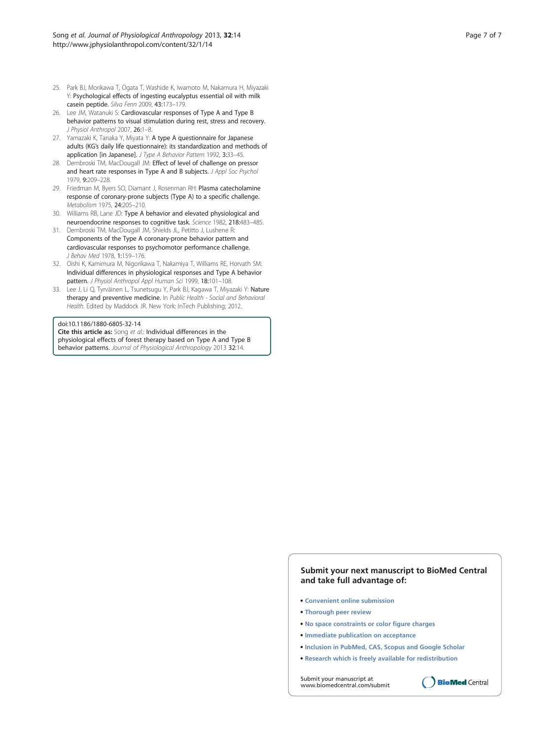25. Park BJ, Morikawa T, Ogata T, Washide K, Iwamoto M, Nakamura H, Miyazaki Y: Psychological effects of ingesting eucalyptus essential oil with milk casein peptide. *Silva Fenn* 2009, **43**:173–179.
26. Lee JM, Watanuki S: Cardiovascular responses of Type A and Type B behavior patterns to visual stimulation during rest, stress and recovery. *J Physiol Anthropol* 2007, **26**:1–8.
27. Yamazaki K, Tanaka Y, Miyata Y: A type A questionnaire for Japanese adults (KG's daily life questionnaire): its standardization and methods of application [in Japanese]. *J Type A Behavior Pattern* 1992, **3**:33–45.
28. Dembroski TM, MacDougall JM: Effect of level of challenge on pressor and heart rate responses in Type A and B subjects. *J Appl Soc Psychol* 1979, **9**:209–228.
29. Friedman M, Byers SO, Diamant J, Rosenman RH: Plasma catecholamine response of coronary-prone subjects (Type A) to a specific challenge. *Metabolism* 1975, **24**:205–210.
30. Williams RB, Lane JD: Type A behavior and elevated physiological and neuroendocrine responses to cognitive task. *Science* 1982, **218**:483–485.
31. Dembroski TM, MacDougall JM, Shields JL, Petitto J, Lushene R: Components of the Type A coronary-prone behavior pattern and cardiovascular responses to psychomotor performance challenge. *J Behav Med* 1978, **1**:159–176.
32. Oishi K, Kamimura M, Nigorikawa T, Nakamiya T, Williams RE, Horvath SM: Individual differences in physiological responses and Type A behavior pattern. *J Physiol Anthropol Appl Human Sci* 1999, **18**:101–108.
33. Lee J, Li Q, Tyrväinen L, Tsunetsugu Y, Park BJ, Kagawa T, Miyazaki Y: Nature therapy and preventive medicine. In *Public Health - Social and Behavioral Health*. Edited by Maddock JR. New York: InTech Publishing; 2012.

doi:10.1186/1880-6805-32-14
**Cite this article as:** Song *et al.*: Individual differences in the physiological effects of forest therapy based on Type A and Type B behavior patterns. *Journal of Physiological Anthropology* 2013 **32**:14.

**Submit your next manuscript to BioMed Central and take full advantage of:**

- **Convenient online submission**
- **Thorough peer review**
- **No space constraints or color figure charges**
- **Immediate publication on acceptance**
- **Inclusion in PubMed, CAS, Scopus and Google Scholar**
- **Research which is freely available for redistribution**

Submit your manuscript at
www.biomedcentral.com/submit

BioMed Central